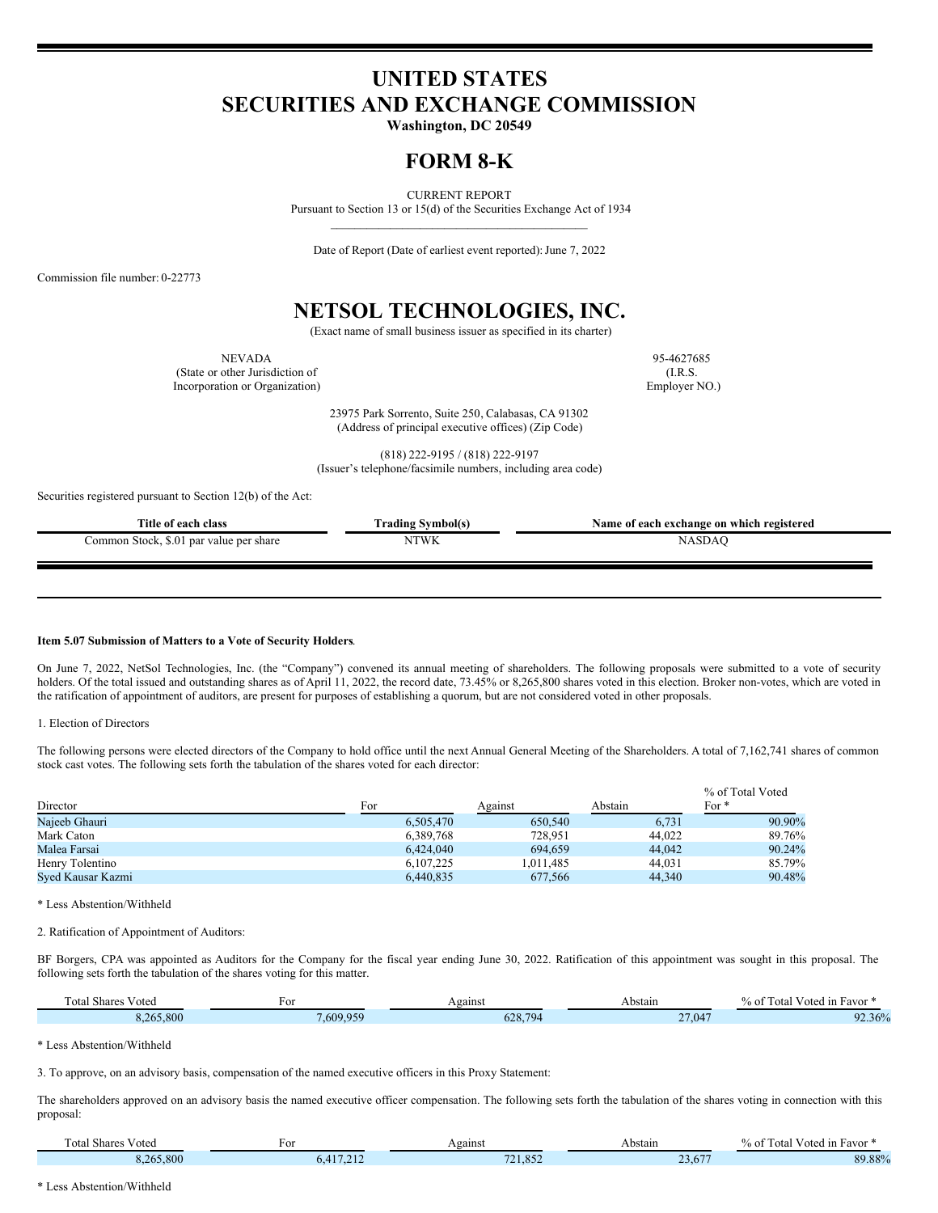# UNITED STATES
# SECURITIES AND EXCHANGE COMMISSION

**Washington, DC 20549**

# FORM 8-K

CURRENT REPORT

Pursuant to Section 13 or 15(d) of the Securities Exchange Act of 1934

Date of Report (Date of earliest event reported): June 7, 2022

Commission file number: 0-22773

# NETSOL TECHNOLOGIES, INC.

(Exact name of small business issuer as specified in its charter)

| NEVADA<br>(State or other Jurisdiction of<br>Incorporation or Organization) | 95-4627685<br>(I.R.S.<br>Employer NO.) |
|---|---|

23975 Park Sorrento, Suite 250, Calabasas, CA 91302
(Address of principal executive offices) (Zip Code)

(818) 222-9195 / (818) 222-9197
(Issuer's telephone/facsimile numbers, including area code)

Securities registered pursuant to Section 12(b) of the Act:

| Title of each class | Trading Symbol(s) | Name of each exchange on which registered |
|---|---|---|
| Common Stock, $.01 par value per share | NTWK | NASDAQ |

**Item 5.07 Submission of Matters to a Vote of Security Holders**.

On June 7, 2022, NetSol Technologies, Inc. (the "Company") convened its annual meeting of shareholders. The following proposals were submitted to a vote of security holders. Of the total issued and outstanding shares as of April 11, 2022, the record date, 73.45% or 8,265,800 shares voted in this election. Broker non-votes, which are voted in the ratification of appointment of auditors, are present for purposes of establishing a quorum, but are not considered voted in other proposals.

1. Election of Directors

The following persons were elected directors of the Company to hold office until the next Annual General Meeting of the Shareholders. A total of 7,162,741 shares of common stock cast votes. The following sets forth the tabulation of the shares voted for each director:

| Director | For | Against | Abstain | % of Total Voted For * |
|---|---|---|---|---|
| Najeeb Ghauri | 6,505,470 | 650,540 | 6,731 | 90.90% |
| Mark Caton | 6,389,768 | 728,951 | 44,022 | 89.76% |
| Malea Farsai | 6,424,040 | 694,659 | 44,042 | 90.24% |
| Henry Tolentino | 6,107,225 | 1,011,485 | 44,031 | 85.79% |
| Syed Kausar Kazmi | 6,440,835 | 677,566 | 44,340 | 90.48% |

* Less Abstention/Withheld

2. Ratification of Appointment of Auditors:

BF Borgers, CPA was appointed as Auditors for the Company for the fiscal year ending June 30, 2022. Ratification of this appointment was sought in this proposal. The following sets forth the tabulation of the shares voting for this matter.

| Total Shares Voted | For | Against | Abstain | % of Total Voted in Favor * |
|---|---|---|---|---|
| 8,265,800 | 7,609,959 | 628,794 | 27,047 | 92.36% |

* Less Abstention/Withheld

3. To approve, on an advisory basis, compensation of the named executive officers in this Proxy Statement:

The shareholders approved on an advisory basis the named executive officer compensation. The following sets forth the tabulation of the shares voting in connection with this proposal:

| Total Shares Voted | For | Against | Abstain | % of Total Voted in Favor * |
|---|---|---|---|---|
| 8,265,800 | 6,417,212 | 721,852 | 23,677 | 89.88% |

* Less Abstention/Withheld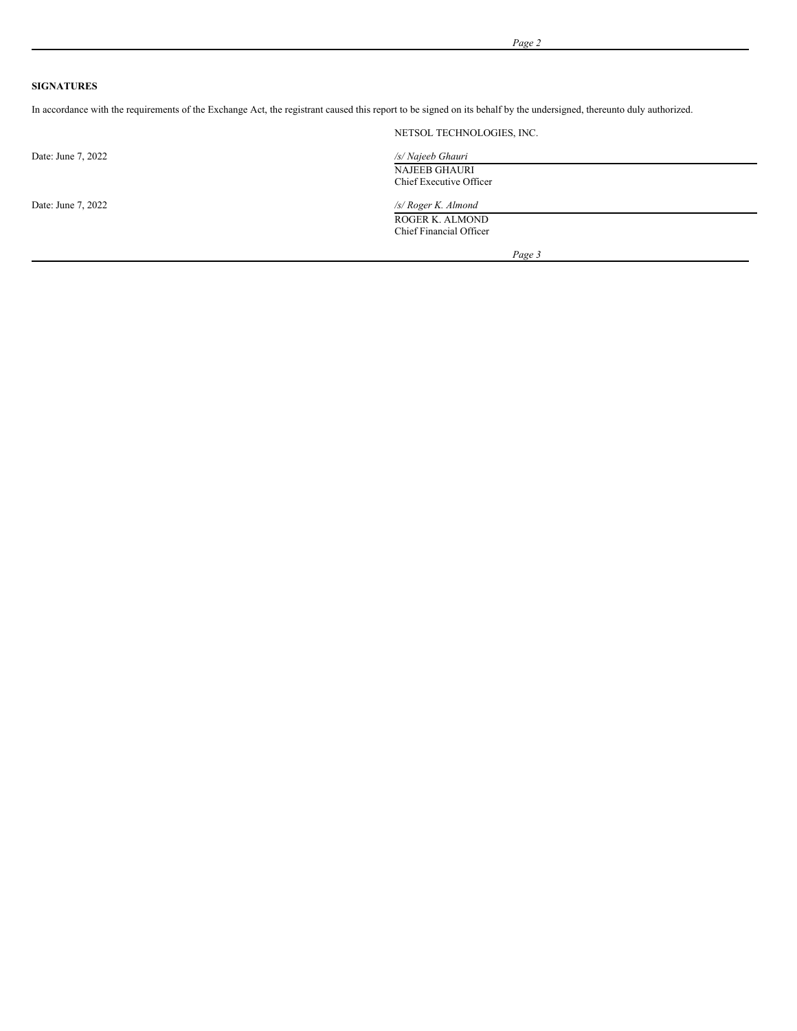**SIGNATURES**

In accordance with the requirements of the Exchange Act, the registrant caused this report to be signed on its behalf by the undersigned, thereunto duly authorized.

NETSOL TECHNOLOGIES, INC.

Date: June 7, 2022

*/s/ Najeeb Ghauri*

NAJEEB GHAURI
Chief Executive Officer

Date: June 7, 2022

*/s/ Roger K. Almond*

ROGER K. ALMOND
Chief Financial Officer